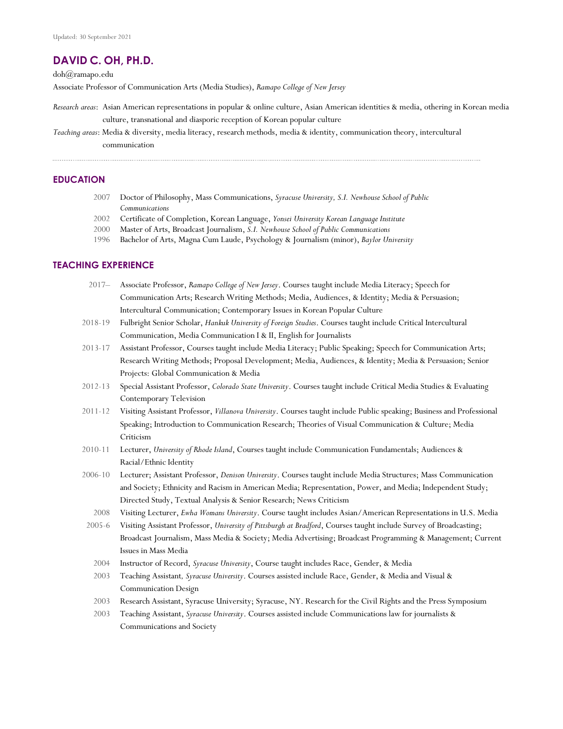Updated: 30 September 2021

# DAVID C. OH, PH.D.

doh@ramapo.edu

Associate Professor of Communication Arts (Media Studies), *Ramapo College of New Jersey*

*Research areas*: Asian American representations in popular & online culture, Asian American identities & media, othering in Korean media culture, transnational and diasporic reception of Korean popular culture

*Teaching areas*: Media & diversity, media literacy, research methods, media & identity, communication theory, intercultural communication

## EDUCATION

- 2007 Doctor of Philosophy, Mass Communications, *Syracuse University, S.I. Newhouse School of Public Communications*
- 2002 Certificate of Completion, Korean Language, *Yonsei University Korean Language Institute*
- 2000 Master of Arts, Broadcast Journalism, *S.I. Newhouse School of Public Communications*
- 1996 Bachelor of Arts, Magna Cum Laude, Psychology & Journalism (minor), *Baylor University*

## TEACHING EXPERIENCE

- 2017– Associate Professor, *Ramapo College of New Jersey*. Courses taught include Media Literacy; Speech for Communication Arts; Research Writing Methods; Media, Audiences, & Identity; Media & Persuasion; Intercultural Communication; Contemporary Issues in Korean Popular Culture
- 2018-19 Fulbright Senior Scholar, *Hankuk University of Foreign Studies*. Courses taught include Critical Intercultural Communication, Media Communication I & II, English for Journalists
- 2013-17 Assistant Professor, Courses taught include Media Literacy; Public Speaking; Speech for Communication Arts; Research Writing Methods; Proposal Development; Media, Audiences, & Identity; Media & Persuasion; Senior Projects: Global Communication & Media
- 2012-13 Special Assistant Professor, *Colorado State University*. Courses taught include Critical Media Studies & Evaluating Contemporary Television
- 2011-12 Visiting Assistant Professor, *Villanova University*. Courses taught include Public speaking; Business and Professional Speaking; Introduction to Communication Research; Theories of Visual Communication & Culture; Media Criticism
- 2010-11 Lecturer, *University of Rhode Island*, Courses taught include Communication Fundamentals; Audiences & Racial/Ethnic Identity
- 2006-10 Lecturer; Assistant Professor, *Denison University*. Courses taught include Media Structures; Mass Communication and Society; Ethnicity and Racism in American Media; Representation, Power, and Media; Independent Study; Directed Study, Textual Analysis & Senior Research; News Criticism
- 2008 Visiting Lecturer, *Ewha Womans University*. Course taught includes Asian/American Representations in U.S. Media
- 2005-6 Visiting Assistant Professor, *University of Pittsburgh at Bradford*, Courses taught include Survey of Broadcasting; Broadcast Journalism, Mass Media & Society; Media Advertising; Broadcast Programming & Management; Current Issues in Mass Media
- 2004 Instructor of Record, *Syracuse University*, Course taught includes Race, Gender, & Media
- 2003 Teaching Assistant*, Syracuse University*. Courses assisted include Race, Gender, & Media and Visual & Communication Design
- 2003 Research Assistant, Syracuse University; Syracuse, NY. Research for the Civil Rights and the Press Symposium
- 2003 Teaching Assistant, *Syracuse University*. Courses assisted include Communications law for journalists & Communications and Society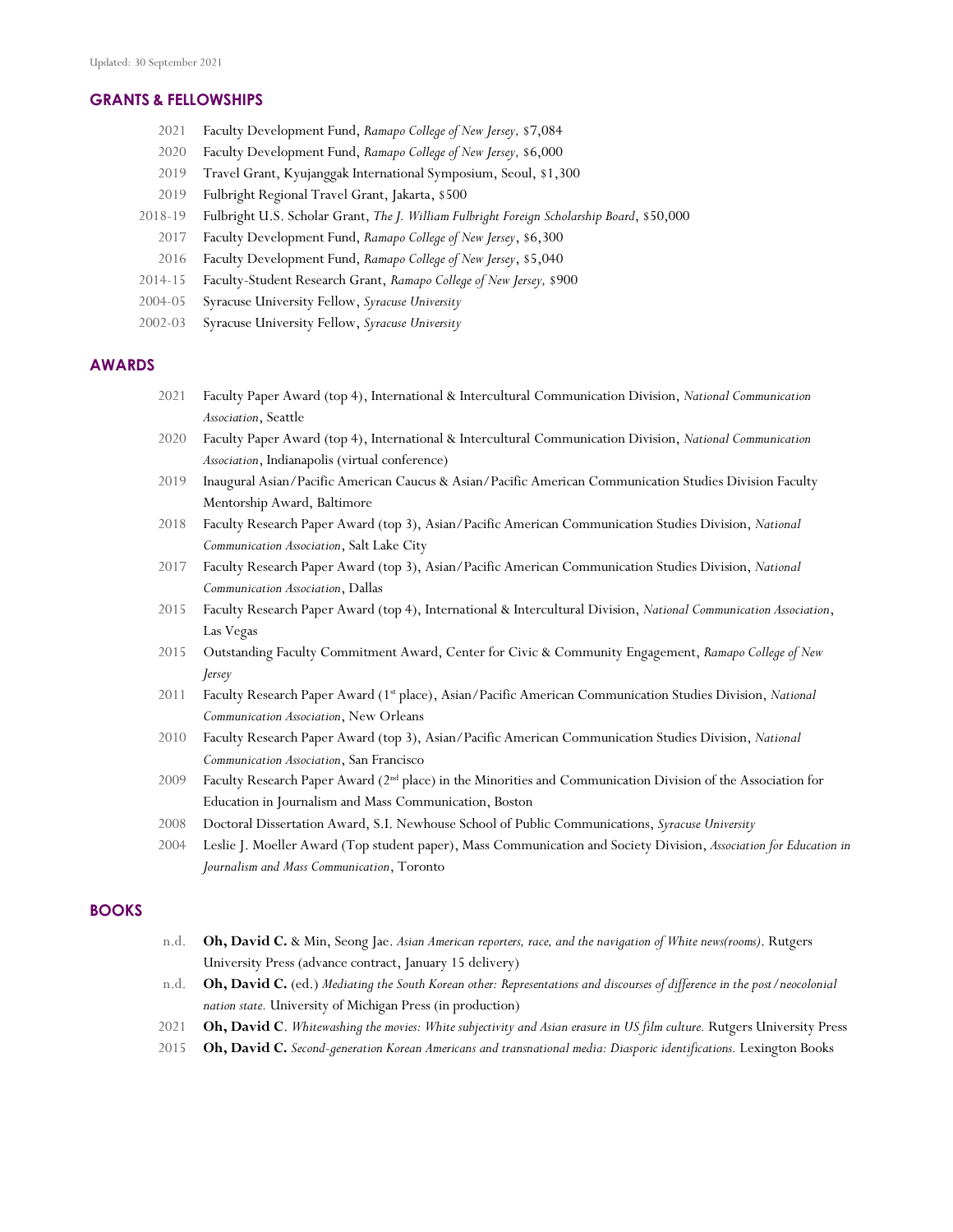Updated: 30 September 2021

## GRANTS & FELLOWSHIPS

- 2021 Faculty Development Fund, *Ramapo College of New Jersey,* $7,084
- 2020 Faculty Development Fund, *Ramapo College of New Jersey,* $6,000
- 2019 Travel Grant, Kyujanggak International Symposium, Seoul, $1,300
- 2019 Fulbright Regional Travel Grant, Jakarta, $500
- 2018-19 Fulbright U.S. Scholar Grant, *The J. William Fulbright Foreign Scholarship Board*, $50,000
- 2017 Faculty Development Fund, *Ramapo College of New Jersey*, $6,300
- 2016 Faculty Development Fund, *Ramapo College of New Jersey*, $5,040
- 2014-15 Faculty-Student Research Grant, *Ramapo College of New Jersey,* $900
- 2004-05 Syracuse University Fellow, *Syracuse University*
- 2002-03 Syracuse University Fellow, *Syracuse University*

## AWARDS

- 2021 Faculty Paper Award (top 4), International & Intercultural Communication Division, *National Communication Association*, Seattle
- 2020 Faculty Paper Award (top 4), International & Intercultural Communication Division, *National Communication Association*, Indianapolis (virtual conference)
- 2019 Inaugural Asian/Pacific American Caucus & Asian/Pacific American Communication Studies Division Faculty Mentorship Award, Baltimore
- 2018 Faculty Research Paper Award (top 3), Asian/Pacific American Communication Studies Division, *National Communication Association*, Salt Lake City
- 2017 Faculty Research Paper Award (top 3), Asian/Pacific American Communication Studies Division, *National Communication Association*, Dallas
- 2015 Faculty Research Paper Award (top 4), International & Intercultural Division, *National Communication Association*, Las Vegas
- 2015 Outstanding Faculty Commitment Award, Center for Civic & Community Engagement, *Ramapo College of New Jersey*
- 2011 Faculty Research Paper Award (1st place), Asian/Pacific American Communication Studies Division, *National Communication Association*, New Orleans
- 2010 Faculty Research Paper Award (top 3), Asian/Pacific American Communication Studies Division, *National Communication Association*, San Francisco
- 2009 Faculty Research Paper Award (2nd place) in the Minorities and Communication Division of the Association for Education in Journalism and Mass Communication, Boston
- 2008 Doctoral Dissertation Award, S.I. Newhouse School of Public Communications, *Syracuse University*
- 2004 Leslie J. Moeller Award (Top student paper), Mass Communication and Society Division, *Association for Education in Journalism and Mass Communication*, Toronto

## BOOKS

- n.d. **Oh, David C.** & Min, Seong Jae. *Asian American reporters, race, and the navigation of White news(rooms)*. Rutgers University Press (advance contract, January 15 delivery)
- n.d. **Oh, David C.** (ed.) *Mediating the South Korean other: Representations and discourses of difference in the post/neocolonial nation state.* University of Michigan Press (in production)
- 2021 **Oh, David C**. *Whitewashing the movies: White subjectivity and Asian erasure in US film culture.* Rutgers University Press
- 2015 **Oh, David C.** *Second-generation Korean Americans and transnational media: Diasporic identifications.* Lexington Books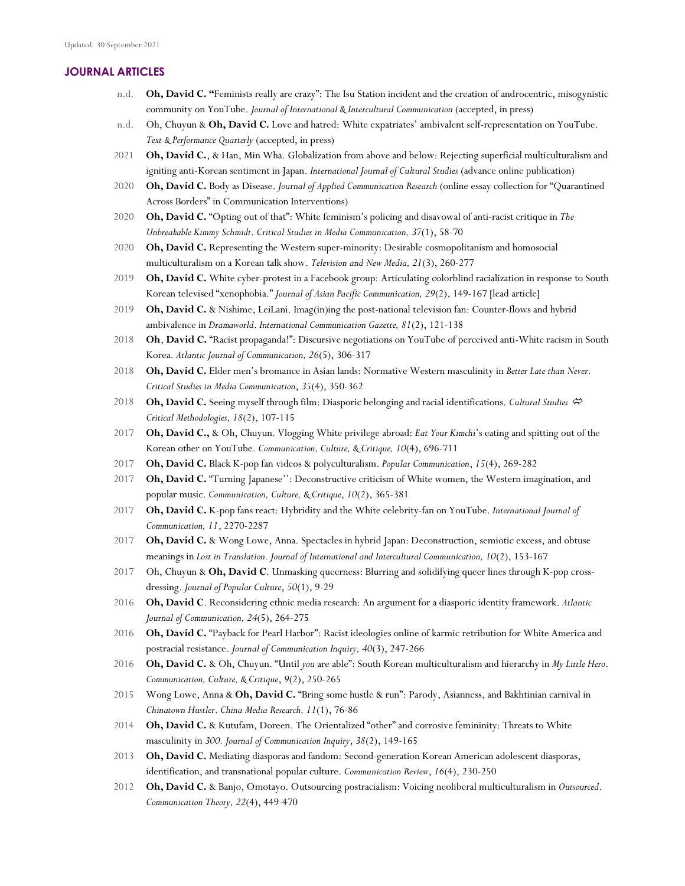Updated: 30 September 2021

## JOURNAL ARTICLES

- n.d. **Oh, David C.** "Feminists really are crazy": The Isu Station incident and the creation of androcentric, misogynistic community on YouTube. *Journal of International & Intercultural Communication* (accepted, in press)
- n.d. Oh, Chuyun & **Oh, David C.** Love and hatred: White expatriates' ambivalent self-representation on YouTube. *Text & Performance Quarterly* (accepted, in press)
- 2021 **Oh, David C.**, & Han, Min Wha. Globalization from above and below: Rejecting superficial multiculturalism and igniting anti-Korean sentiment in Japan. *International Journal of Cultural Studies* (advance online publication)
- 2020 **Oh, David C.** Body as Disease. *Journal of Applied Communication Research* (online essay collection for "Quarantined Across Borders" in Communication Interventions)
- 2020 **Oh, David C.** "Opting out of that": White feminism's policing and disavowal of anti-racist critique in *The Unbreakable Kimmy Schmidt*. *Critical Studies in Media Communication, 37*(1), 58-70
- 2020 **Oh, David C.** Representing the Western super-minority: Desirable cosmopolitanism and homosocial multiculturalism on a Korean talk show. *Television and New Media, 21*(3), 260-277
- 2019 **Oh, David C.** White cyber-protest in a Facebook group: Articulating colorblind racialization in response to South Korean televised "xenophobia." *Journal of Asian Pacific Communication, 29*(2), 149-167 [lead article]
- 2019 **Oh, David C.** & Nishime, LeiLani. Imag(in)ing the post-national television fan: Counter-flows and hybrid ambivalence in *Dramaworld*. *International Communication Gazette, 81*(2), 121-138
- 2018 **Oh, David C.** "Racist propaganda!": Discursive negotiations on YouTube of perceived anti-White racism in South Korea. *Atlantic Journal of Communication, 26*(5), 306-317
- 2018 **Oh, David C.** Elder men's bromance in Asian lands: Normative Western masculinity in *Better Late than Never*. *Critical Studies in Media Communication*, *35*(4), 350-362
- 2018 **Oh, David C.** Seeing myself through film: Diasporic belonging and racial identifications. *Cultural Studies ⇔ Critical Methodologies, 18*(2), 107-115
- 2017 **Oh, David C.**, & Oh, Chuyun. Vlogging White privilege abroad: *Eat Your Kimchi*'s eating and spitting out of the Korean other on YouTube. *Communication, Culture, & Critique, 10*(4), 696-711
- 2017 **Oh, David C.** Black K-pop fan videos & polyculturalism. *Popular Communication*, *15*(4), 269-282
- 2017 **Oh, David C.** "Turning Japanese'': Deconstructive criticism of White women, the Western imagination, and popular music. *Communication, Culture, & Critique*, *10*(2), 365-381
- 2017 **Oh, David C.** K-pop fans react: Hybridity and the White celebrity-fan on YouTube. *International Journal of Communication, 11*, 2270-2287
- 2017 **Oh, David C.** & Wong Lowe, Anna. Spectacles in hybrid Japan: Deconstruction, semiotic excess, and obtuse meanings in *Lost in Translation. Journal of International and Intercultural Communication, 10*(2), 153-167
- 2017 Oh, Chuyun & **Oh, David C**. Unmasking queerness: Blurring and solidifying queer lines through K-pop cross-dressing. *Journal of Popular Culture*, *50*(1), 9-29
- 2016 **Oh, David C**. Reconsidering ethnic media research: An argument for a diasporic identity framework. *Atlantic Journal of Communication, 24*(5), 264-275
- 2016 **Oh, David C.** "Payback for Pearl Harbor": Racist ideologies online of karmic retribution for White America and postracial resistance. *Journal of Communication Inquiry, 40*(3), 247-266
- 2016 **Oh, David C.** & Oh, Chuyun. "Until *you* are able": South Korean multiculturalism and hierarchy in *My Little Hero*. *Communication, Culture, & Critique*, *9*(2), 250-265
- 2015 Wong Lowe, Anna & **Oh, David C.** "Bring some hustle & run": Parody, Asianness, and Bakhtinian carnival in *Chinatown Hustler*. *China Media Research, 11*(1), 76-86
- 2014 **Oh, David C.** & Kutufam, Doreen. The Orientalized "other" and corrosive femininity: Threats to White masculinity in *300. Journal of Communication Inquiry*, *38*(2), 149-165
- 2013 **Oh, David C.** Mediating diasporas and fandom: Second-generation Korean American adolescent diasporas, identification, and transnational popular culture. *Communication Review*, *16*(4), 230-250
- 2012 **Oh, David C.** & Banjo, Omotayo. Outsourcing postracialism: Voicing neoliberal multiculturalism in *Outsourced*. *Communication Theory, 22*(4), 449-470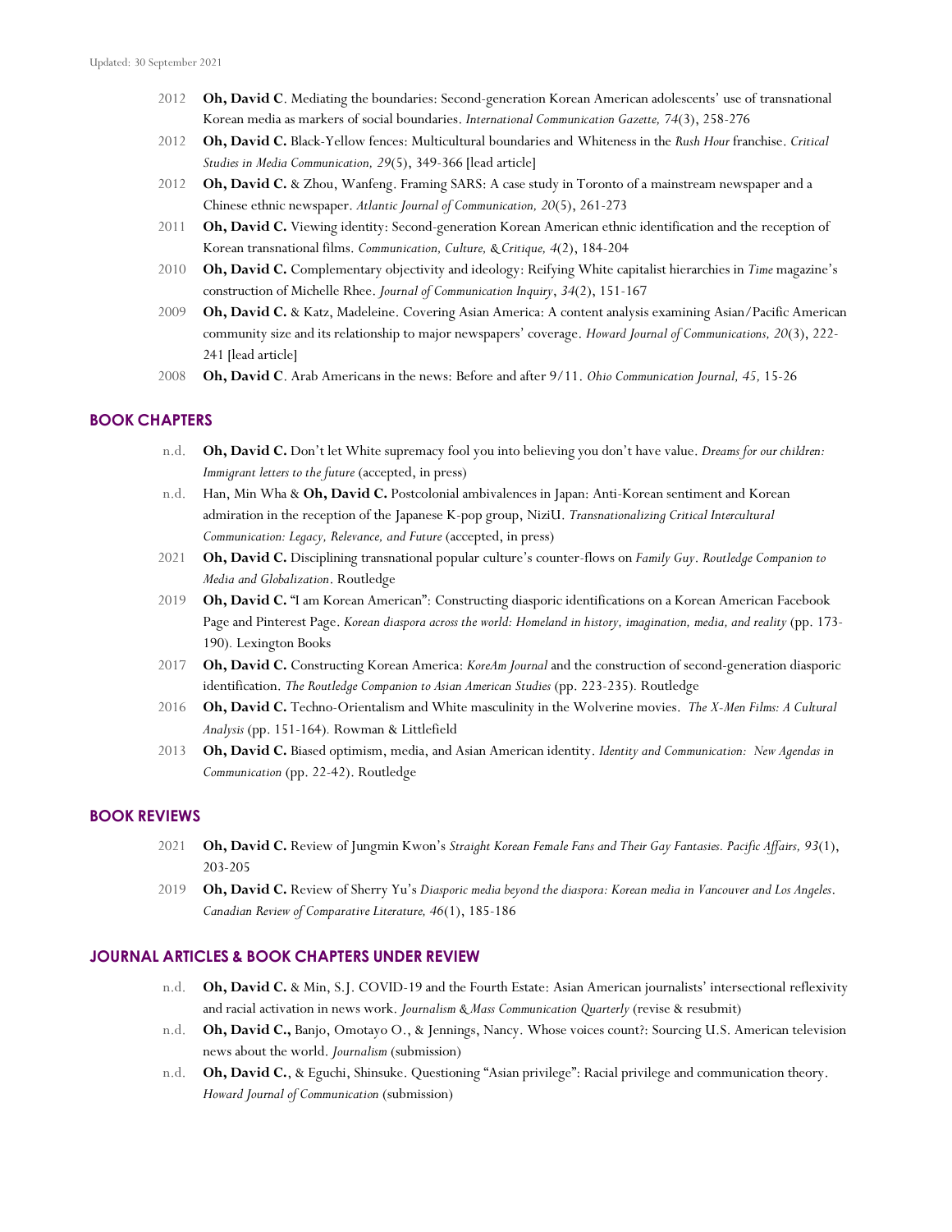Updated: 30 September 2021

- 2012 **Oh, David C**. Mediating the boundaries: Second-generation Korean American adolescents' use of transnational Korean media as markers of social boundaries. *International Communication Gazette, 74*(3), 258-276
- 2012 **Oh, David C.** Black-Yellow fences: Multicultural boundaries and Whiteness in the *Rush Hour* franchise. *Critical Studies in Media Communication, 29*(5), 349-366 [lead article]
- 2012 **Oh, David C.** & Zhou, Wanfeng. Framing SARS: A case study in Toronto of a mainstream newspaper and a Chinese ethnic newspaper. *Atlantic Journal of Communication, 20*(5), 261-273
- 2011 **Oh, David C.** Viewing identity: Second-generation Korean American ethnic identification and the reception of Korean transnational films. *Communication, Culture, & Critique, 4*(2), 184-204
- 2010 **Oh, David C.** Complementary objectivity and ideology: Reifying White capitalist hierarchies in *Time* magazine's construction of Michelle Rhee. *Journal of Communication Inquiry*, *34*(2), 151-167
- 2009 **Oh, David C.** & Katz, Madeleine. Covering Asian America: A content analysis examining Asian/Pacific American community size and its relationship to major newspapers' coverage. *Howard Journal of Communications, 20*(3), 222-241 [lead article]
- 2008 **Oh, David C**. Arab Americans in the news: Before and after 9/11. *Ohio Communication Journal, 45,* 15-26

## BOOK CHAPTERS

- n.d. **Oh, David C.** Don't let White supremacy fool you into believing you don't have value. *Dreams for our children: Immigrant letters to the future* (accepted, in press)
- n.d. Han, Min Wha & **Oh, David C.** Postcolonial ambivalences in Japan: Anti-Korean sentiment and Korean admiration in the reception of the Japanese K-pop group, NiziU. *Transnationalizing Critical Intercultural Communication: Legacy, Relevance, and Future* (accepted, in press)
- 2021 **Oh, David C.** Disciplining transnational popular culture's counter-flows on *Family Guy*. *Routledge Companion to Media and Globalization*. Routledge
- 2019 **Oh, David C.** "I am Korean American": Constructing diasporic identifications on a Korean American Facebook Page and Pinterest Page. *Korean diaspora across the world: Homeland in history, imagination, media, and reality* (pp. 173-190). Lexington Books
- 2017 **Oh, David C.** Constructing Korean America: *KoreAm Journal* and the construction of second-generation diasporic identification. *The Routledge Companion to Asian American Studies* (pp. 223-235). Routledge
- 2016 **Oh, David C.** Techno-Orientalism and White masculinity in the Wolverine movies. *The X-Men Films: A Cultural Analysis* (pp. 151-164). Rowman & Littlefield
- 2013 **Oh, David C.** Biased optimism, media, and Asian American identity. *Identity and Communication: New Agendas in Communication* (pp. 22-42). Routledge

## BOOK REVIEWS

- 2021 **Oh, David C.** Review of Jungmin Kwon's *Straight Korean Female Fans and Their Gay Fantasies. Pacific Affairs, 93*(1), 203-205
- 2019 **Oh, David C.** Review of Sherry Yu's *Diasporic media beyond the diaspora: Korean media in Vancouver and Los Angeles*. *Canadian Review of Comparative Literature, 46*(1), 185-186

## JOURNAL ARTICLES & BOOK CHAPTERS UNDER REVIEW

- n.d. **Oh, David C.** & Min, S.J. COVID-19 and the Fourth Estate: Asian American journalists' intersectional reflexivity and racial activation in news work. *Journalism & Mass Communication Quarterly* (revise & resubmit)
- n.d. **Oh, David C.,** Banjo, Omotayo O., & Jennings, Nancy. Whose voices count?: Sourcing U.S. American television news about the world. *Journalism* (submission)
- n.d. **Oh, David C.**, & Eguchi, Shinsuke. Questioning "Asian privilege": Racial privilege and communication theory. *Howard Journal of Communication* (submission)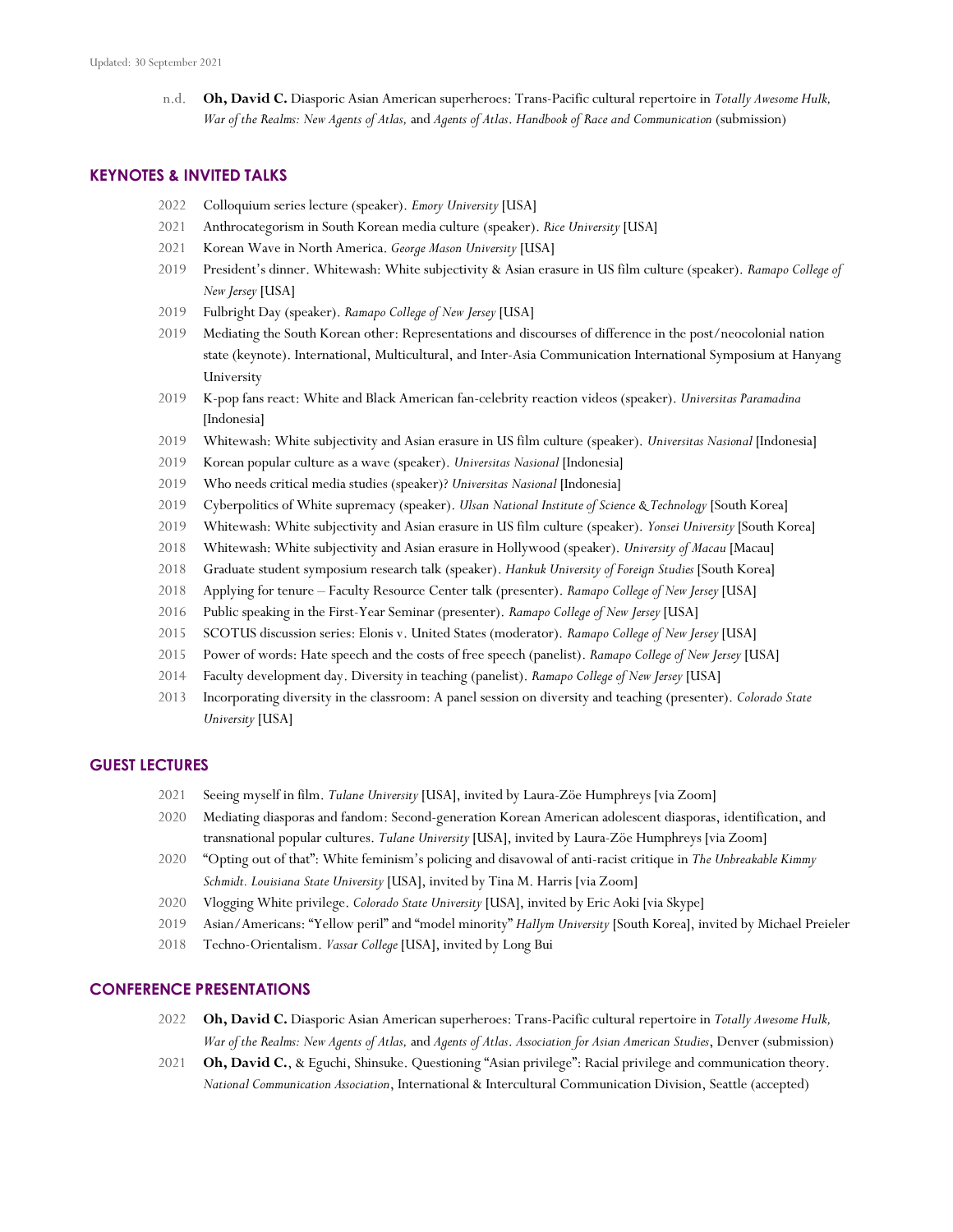Updated: 30 September 2021

n.d. **Oh, David C.** Diasporic Asian American superheroes: Trans-Pacific cultural repertoire in *Totally Awesome Hulk, War of the Realms: New Agents of Atlas,* and *Agents of Atlas*. *Handbook of Race and Communication* (submission)

## KEYNOTES & INVITED TALKS

2022 Colloquium series lecture (speaker). *Emory University* [USA]

2021 Anthrocategorism in South Korean media culture (speaker). *Rice University* [USA]

2021 Korean Wave in North America. *George Mason University* [USA]

2019 President's dinner. Whitewash: White subjectivity & Asian erasure in US film culture (speaker). *Ramapo College of New Jersey* [USA]

2019 Fulbright Day (speaker). *Ramapo College of New Jersey* [USA]

2019 Mediating the South Korean other: Representations and discourses of difference in the post/neocolonial nation state (keynote). International, Multicultural, and Inter-Asia Communication International Symposium at Hanyang University

2019 K-pop fans react: White and Black American fan-celebrity reaction videos (speaker). *Universitas Paramadina* [Indonesia]

2019 Whitewash: White subjectivity and Asian erasure in US film culture (speaker). *Universitas Nasional* [Indonesia]

2019 Korean popular culture as a wave (speaker). *Universitas Nasional* [Indonesia]

2019 Who needs critical media studies (speaker)? *Universitas Nasional* [Indonesia]

2019 Cyberpolitics of White supremacy (speaker). *Ulsan National Institute of Science & Technology* [South Korea]

2019 Whitewash: White subjectivity and Asian erasure in US film culture (speaker). *Yonsei University* [South Korea]

2018 Whitewash: White subjectivity and Asian erasure in Hollywood (speaker). *University of Macau* [Macau]

2018 Graduate student symposium research talk (speaker). *Hankuk University of Foreign Studies* [South Korea]

2018 Applying for tenure – Faculty Resource Center talk (presenter). *Ramapo College of New Jersey* [USA]

2016 Public speaking in the First-Year Seminar (presenter). *Ramapo College of New Jersey* [USA]

2015 SCOTUS discussion series: Elonis v. United States (moderator). *Ramapo College of New Jersey* [USA]

2015 Power of words: Hate speech and the costs of free speech (panelist). *Ramapo College of New Jersey* [USA]

2014 Faculty development day. Diversity in teaching (panelist). *Ramapo College of New Jersey* [USA]

2013 Incorporating diversity in the classroom: A panel session on diversity and teaching (presenter). *Colorado State University* [USA]

## GUEST LECTURES

2021 Seeing myself in film. *Tulane University* [USA], invited by Laura-Zöe Humphreys [via Zoom]

2020 Mediating diasporas and fandom: Second-generation Korean American adolescent diasporas, identification, and transnational popular cultures. *Tulane University* [USA], invited by Laura-Zöe Humphreys [via Zoom]

2020 "Opting out of that": White feminism's policing and disavowal of anti-racist critique in *The Unbreakable Kimmy Schmidt*. *Louisiana State University* [USA], invited by Tina M. Harris [via Zoom]

2020 Vlogging White privilege. *Colorado State University* [USA], invited by Eric Aoki [via Skype]

2019 Asian/Americans: "Yellow peril" and "model minority" *Hallym University* [South Korea], invited by Michael Preieler

2018 Techno-Orientalism. *Vassar College* [USA], invited by Long Bui

## CONFERENCE PRESENTATIONS

2022 **Oh, David C.** Diasporic Asian American superheroes: Trans-Pacific cultural repertoire in *Totally Awesome Hulk, War of the Realms: New Agents of Atlas,* and *Agents of Atlas*. *Association for Asian American Studies*, Denver (submission)

2021 **Oh, David C.**, & Eguchi, Shinsuke. Questioning "Asian privilege": Racial privilege and communication theory. *National Communication Association*, International & Intercultural Communication Division, Seattle (accepted)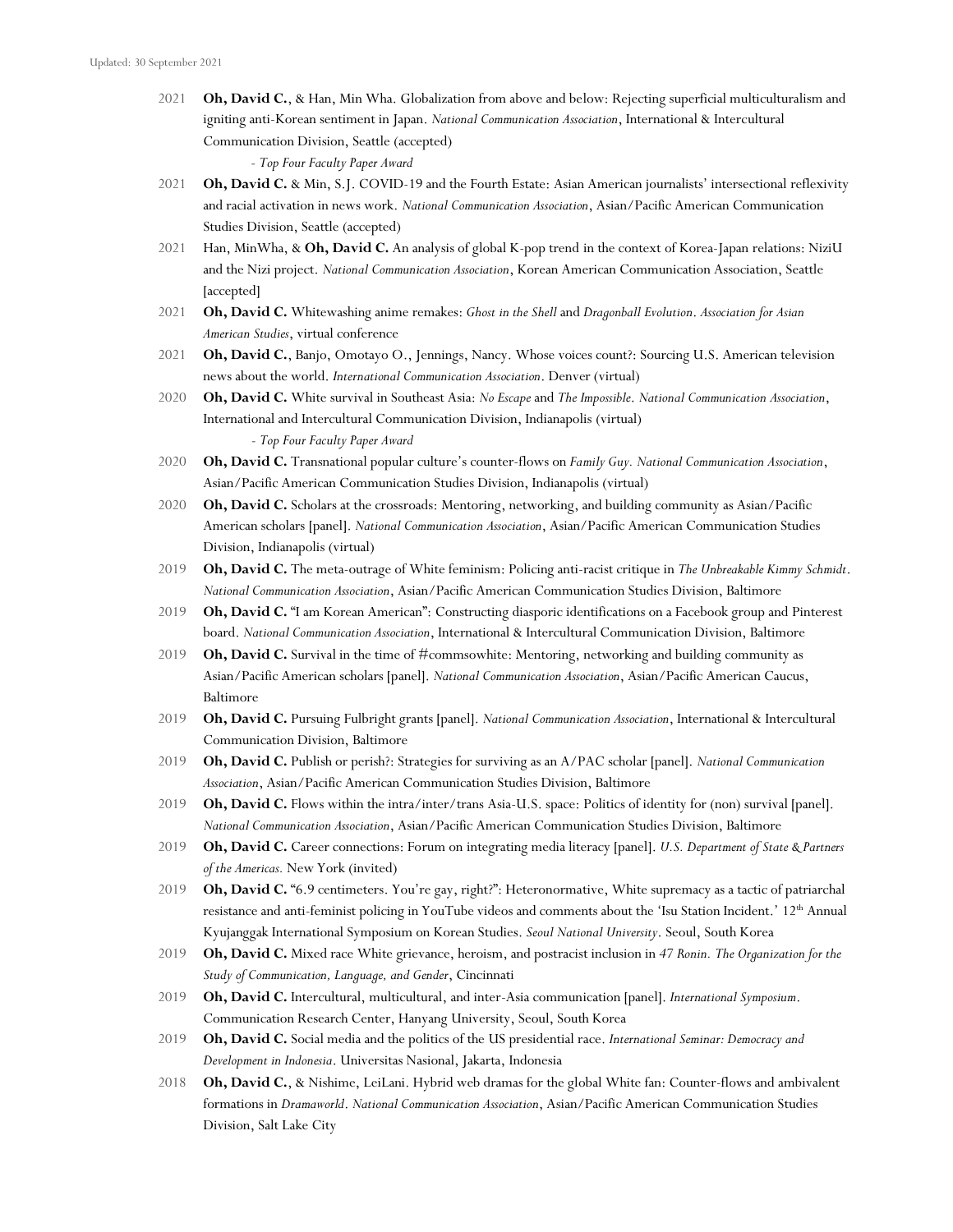2021 **Oh, David C.**, & Han, Min Wha. Globalization from above and below: Rejecting superficial multiculturalism and igniting anti-Korean sentiment in Japan. *National Communication Association*, International & Intercultural Communication Division, Seattle (accepted)

- *Top Four Faculty Paper Award*

2021 **Oh, David C.** & Min, S.J. COVID-19 and the Fourth Estate: Asian American journalists' intersectional reflexivity and racial activation in news work. *National Communication Association*, Asian/Pacific American Communication Studies Division, Seattle (accepted)

2021 Han, MinWha, & **Oh, David C.** An analysis of global K-pop trend in the context of Korea-Japan relations: NiziU and the Nizi project. *National Communication Association*, Korean American Communication Association, Seattle [accepted]

2021 **Oh, David C.** Whitewashing anime remakes: *Ghost in the Shell* and *Dragonball Evolution*. *Association for Asian American Studies*, virtual conference

2021 **Oh, David C.**, Banjo, Omotayo O., Jennings, Nancy. Whose voices count?: Sourcing U.S. American television news about the world. *International Communication Association*. Denver (virtual)

2020 **Oh, David C.** White survival in Southeast Asia: *No Escape* and *The Impossible*. *National Communication Association*, International and Intercultural Communication Division, Indianapolis (virtual)

- *Top Four Faculty Paper Award*

2020 **Oh, David C.** Transnational popular culture's counter-flows on *Family Guy. National Communication Association*, Asian/Pacific American Communication Studies Division, Indianapolis (virtual)

2020 **Oh, David C.** Scholars at the crossroads: Mentoring, networking, and building community as Asian/Pacific American scholars [panel]. *National Communication Association*, Asian/Pacific American Communication Studies Division, Indianapolis (virtual)

2019 **Oh, David C.** The meta-outrage of White feminism: Policing anti-racist critique in *The Unbreakable Kimmy Schmidt*. *National Communication Association*, Asian/Pacific American Communication Studies Division, Baltimore

2019 **Oh, David C.** "I am Korean American": Constructing diasporic identifications on a Facebook group and Pinterest board. *National Communication Association*, International & Intercultural Communication Division, Baltimore

2019 **Oh, David C.** Survival in the time of #commsowhite: Mentoring, networking and building community as Asian/Pacific American scholars [panel]. *National Communication Association*, Asian/Pacific American Caucus, Baltimore

2019 **Oh, David C.** Pursuing Fulbright grants [panel]. *National Communication Association*, International & Intercultural Communication Division, Baltimore

2019 **Oh, David C.** Publish or perish?: Strategies for surviving as an A/PAC scholar [panel]. *National Communication Association*, Asian/Pacific American Communication Studies Division, Baltimore

2019 **Oh, David C.** Flows within the intra/inter/trans Asia-U.S. space: Politics of identity for (non) survival [panel]. *National Communication Association*, Asian/Pacific American Communication Studies Division, Baltimore

2019 **Oh, David C.** Career connections: Forum on integrating media literacy [panel]. *U.S. Department of State & Partners of the Americas.* New York (invited)

2019 **Oh, David C.** "6.9 centimeters. You're gay, right?": Heteronormative, White supremacy as a tactic of patriarchal resistance and anti-feminist policing in YouTube videos and comments about the 'Isu Station Incident.' 12th Annual Kyujanggak International Symposium on Korean Studies. *Seoul National University*. Seoul, South Korea

2019 **Oh, David C.** Mixed race White grievance, heroism, and postracist inclusion in *47 Ronin. The Organization for the Study of Communication, Language, and Gender*, Cincinnati

2019 **Oh, David C.** Intercultural, multicultural, and inter-Asia communication [panel]. *International Symposium*. Communication Research Center, Hanyang University, Seoul, South Korea

2019 **Oh, David C.** Social media and the politics of the US presidential race. *International Seminar: Democracy and Development in Indonesia*. Universitas Nasional, Jakarta, Indonesia

2018 **Oh, David C.**, & Nishime, LeiLani. Hybrid web dramas for the global White fan: Counter-flows and ambivalent formations in *Dramaworld*. *National Communication Association*, Asian/Pacific American Communication Studies Division, Salt Lake City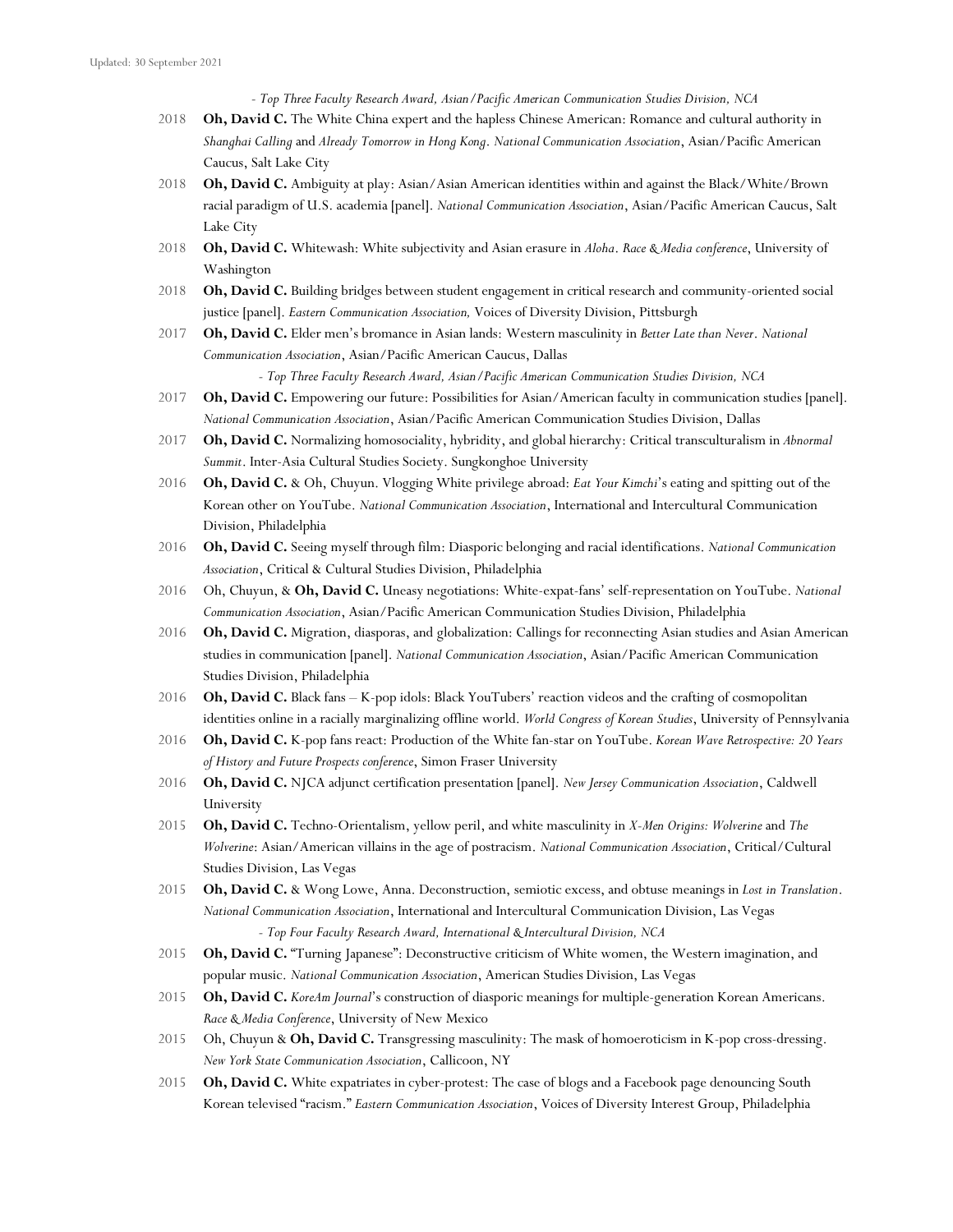- *Top Three Faculty Research Award, Asian/Pacific American Communication Studies Division, NCA*

2018 **Oh, David C.** The White China expert and the hapless Chinese American: Romance and cultural authority in *Shanghai Calling* and *Already Tomorrow in Hong Kong*. *National Communication Association*, Asian/Pacific American Caucus, Salt Lake City

2018 **Oh, David C.** Ambiguity at play: Asian/Asian American identities within and against the Black/White/Brown racial paradigm of U.S. academia [panel]. *National Communication Association*, Asian/Pacific American Caucus, Salt Lake City

2018 **Oh, David C.** Whitewash: White subjectivity and Asian erasure in *Aloha*. *Race & Media conference*, University of Washington

2018 **Oh, David C.** Building bridges between student engagement in critical research and community-oriented social justice [panel]. *Eastern Communication Association,* Voices of Diversity Division, Pittsburgh

2017 **Oh, David C.** Elder men's bromance in Asian lands: Western masculinity in *Better Late than Never*. *National Communication Association*, Asian/Pacific American Caucus, Dallas

- *Top Three Faculty Research Award, Asian/Pacific American Communication Studies Division, NCA*

2017 **Oh, David C.** Empowering our future: Possibilities for Asian/American faculty in communication studies [panel]. *National Communication Association*, Asian/Pacific American Communication Studies Division, Dallas

2017 **Oh, David C.** Normalizing homosociality, hybridity, and global hierarchy: Critical transculturalism in *Abnormal Summit*. Inter-Asia Cultural Studies Society. Sungkonghoe University

2016 **Oh, David C.** & Oh, Chuyun. Vlogging White privilege abroad: *Eat Your Kimchi*'s eating and spitting out of the Korean other on YouTube. *National Communication Association*, International and Intercultural Communication Division, Philadelphia

2016 **Oh, David C.** Seeing myself through film: Diasporic belonging and racial identifications. *National Communication Association*, Critical & Cultural Studies Division, Philadelphia

2016 Oh, Chuyun, & **Oh, David C.** Uneasy negotiations: White-expat-fans' self-representation on YouTube. *National Communication Association*, Asian/Pacific American Communication Studies Division, Philadelphia

2016 **Oh, David C.** Migration, diasporas, and globalization: Callings for reconnecting Asian studies and Asian American studies in communication [panel]. *National Communication Association*, Asian/Pacific American Communication Studies Division, Philadelphia

2016 **Oh, David C.** Black fans – K-pop idols: Black YouTubers' reaction videos and the crafting of cosmopolitan identities online in a racially marginalizing offline world. *World Congress of Korean Studies*, University of Pennsylvania

2016 **Oh, David C.** K-pop fans react: Production of the White fan-star on YouTube. *Korean Wave Retrospective: 20 Years of History and Future Prospects conference*, Simon Fraser University

2016 **Oh, David C.** NJCA adjunct certification presentation [panel]. *New Jersey Communication Association*, Caldwell University

2015 **Oh, David C.** Techno-Orientalism, yellow peril, and white masculinity in *X-Men Origins: Wolverine* and *The Wolverine*: Asian/American villains in the age of postracism. *National Communication Association*, Critical/Cultural Studies Division, Las Vegas

2015 **Oh, David C.** & Wong Lowe, Anna. Deconstruction, semiotic excess, and obtuse meanings in *Lost in Translation*. *National Communication Association*, International and Intercultural Communication Division, Las Vegas

- *Top Four Faculty Research Award, International & Intercultural Division, NCA*

2015 **Oh, David C.** "Turning Japanese": Deconstructive criticism of White women, the Western imagination, and popular music. *National Communication Association*, American Studies Division, Las Vegas

2015 **Oh, David C.** *KoreAm Journal*'s construction of diasporic meanings for multiple-generation Korean Americans. *Race & Media Conference*, University of New Mexico

2015 Oh, Chuyun & **Oh, David C.** Transgressing masculinity: The mask of homoeroticism in K-pop cross-dressing. *New York State Communication Association*, Callicoon, NY

2015 **Oh, David C.** White expatriates in cyber-protest: The case of blogs and a Facebook page denouncing South Korean televised "racism." *Eastern Communication Association*, Voices of Diversity Interest Group, Philadelphia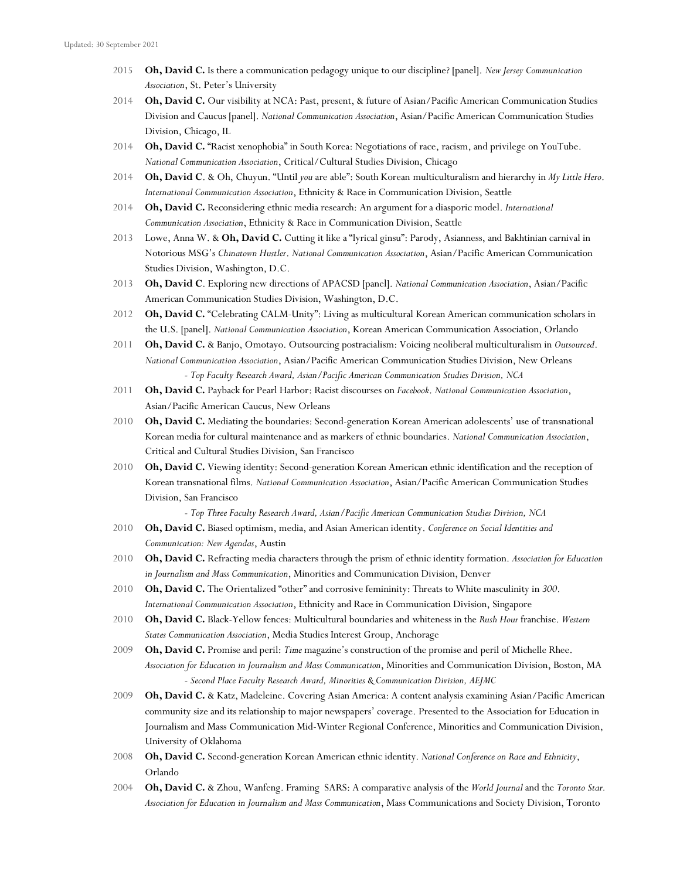2015 **Oh, David C.** Is there a communication pedagogy unique to our discipline? [panel]. *New Jersey Communication Association*, St. Peter's University

2014 **Oh, David C.** Our visibility at NCA: Past, present, & future of Asian/Pacific American Communication Studies Division and Caucus [panel]. *National Communication Association*, Asian/Pacific American Communication Studies Division, Chicago, IL

2014 **Oh, David C.** "Racist xenophobia" in South Korea: Negotiations of race, racism, and privilege on YouTube. *National Communication Association*, Critical/Cultural Studies Division, Chicago

2014 **Oh, David C**. & Oh, Chuyun. "Until *you* are able": South Korean multiculturalism and hierarchy in *My Little Hero*. *International Communication Association*, Ethnicity & Race in Communication Division, Seattle

2014 **Oh, David C.** Reconsidering ethnic media research: An argument for a diasporic model. *International Communication Association*, Ethnicity & Race in Communication Division, Seattle

2013 Lowe, Anna W. & **Oh, David C.** Cutting it like a "lyrical ginsu": Parody, Asianness, and Bakhtinian carnival in Notorious MSG's *Chinatown Hustler*. *National Communication Association*, Asian/Pacific American Communication Studies Division, Washington, D.C.

2013 **Oh, David C**. Exploring new directions of APACSD [panel]. *National Communication Association*, Asian/Pacific American Communication Studies Division, Washington, D.C.

2012 **Oh, David C.** "Celebrating CALM-Unity": Living as multicultural Korean American communication scholars in the U.S. [panel]. *National Communication Association*, Korean American Communication Association, Orlando

2011 **Oh, David C.** & Banjo, Omotayo. Outsourcing postracialism: Voicing neoliberal multiculturalism in *Outsourced*. *National Communication Association*, Asian/Pacific American Communication Studies Division, New Orleans
- *Top Faculty Research Award, Asian/Pacific American Communication Studies Division, NCA*

2011 **Oh, David C.** Payback for Pearl Harbor: Racist discourses on *Facebook*. *National Communication Association*, Asian/Pacific American Caucus, New Orleans

2010 **Oh, David C.** Mediating the boundaries: Second-generation Korean American adolescents' use of transnational Korean media for cultural maintenance and as markers of ethnic boundaries. *National Communication Association*, Critical and Cultural Studies Division, San Francisco

2010 **Oh, David C.** Viewing identity: Second-generation Korean American ethnic identification and the reception of Korean transnational films. *National Communication Association*, Asian/Pacific American Communication Studies Division, San Francisco
- *Top Three Faculty Research Award, Asian/Pacific American Communication Studies Division, NCA*

2010 **Oh, David C.** Biased optimism, media, and Asian American identity. *Conference on Social Identities and Communication: New Agendas*, Austin

2010 **Oh, David C.** Refracting media characters through the prism of ethnic identity formation. *Association for Education in Journalism and Mass Communication*, Minorities and Communication Division, Denver

2010 **Oh, David C.** The Orientalized "other" and corrosive femininity: Threats to White masculinity in *300*. *International Communication Association*, Ethnicity and Race in Communication Division, Singapore

2010 **Oh, David C.** Black-Yellow fences: Multicultural boundaries and whiteness in the *Rush Hour* franchise. *Western States Communication Association*, Media Studies Interest Group, Anchorage

2009 **Oh, David C.** Promise and peril: *Time* magazine's construction of the promise and peril of Michelle Rhee. *Association for Education in Journalism and Mass Communication*, Minorities and Communication Division, Boston, MA
- *Second Place Faculty Research Award, Minorities & Communication Division, AEJMC*

2009 **Oh, David C.** & Katz, Madeleine. Covering Asian America: A content analysis examining Asian/Pacific American community size and its relationship to major newspapers' coverage. Presented to the Association for Education in Journalism and Mass Communication Mid-Winter Regional Conference, Minorities and Communication Division, University of Oklahoma

2008 **Oh, David C.** Second-generation Korean American ethnic identity. *National Conference on Race and Ethnicity*, Orlando

2004 **Oh, David C.** & Zhou, Wanfeng. Framing SARS: A comparative analysis of the *World Journal* and the *Toronto Star*. *Association for Education in Journalism and Mass Communication*, Mass Communications and Society Division, Toronto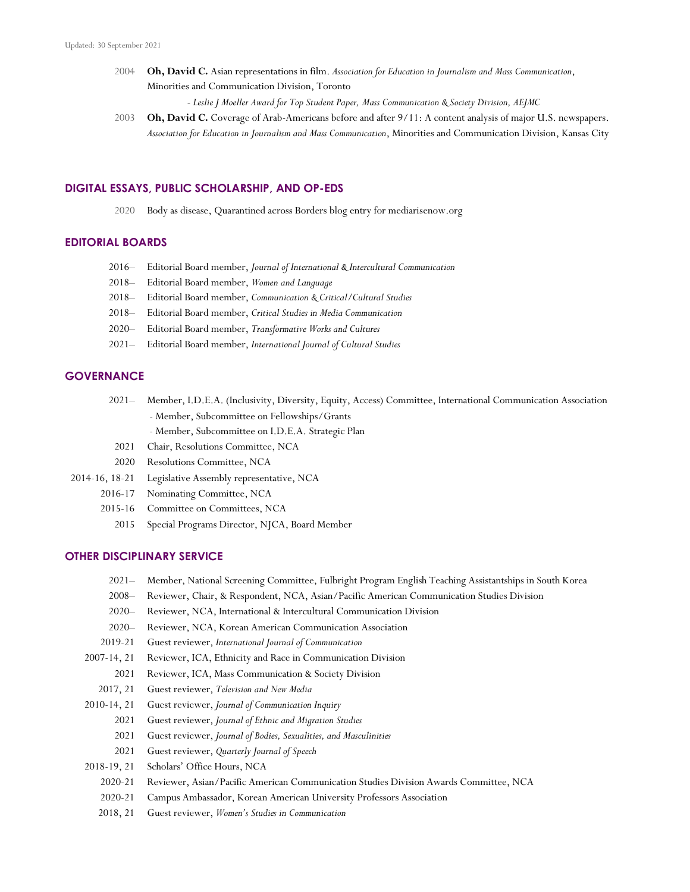2004 **Oh, David C.** Asian representations in film. *Association for Education in Journalism and Mass Communication*, Minorities and Communication Division, Toronto

- *Leslie J Moeller Award for Top Student Paper, Mass Communication & Society Division, AEJMC*

2003 **Oh, David C.** Coverage of Arab-Americans before and after 9/11: A content analysis of major U.S. newspapers. *Association for Education in Journalism and Mass Communication*, Minorities and Communication Division, Kansas City

## DIGITAL ESSAYS, PUBLIC SCHOLARSHIP, AND OP-EDS

2020 Body as disease, Quarantined across Borders blog entry for mediarisenow.org

## EDITORIAL BOARDS

2016– Editorial Board member, *Journal of International & Intercultural Communication*
2018– Editorial Board member, *Women and Language*
2018– Editorial Board member, *Communication & Critical/Cultural Studies*
2018– Editorial Board member, *Critical Studies in Media Communication*
2020– Editorial Board member, *Transformative Works and Cultures*
2021– Editorial Board member, *International Journal of Cultural Studies*

## GOVERNANCE

2021– Member, I.D.E.A. (Inclusivity, Diversity, Equity, Access) Committee, International Communication Association
- Member, Subcommittee on Fellowships/Grants
- Member, Subcommittee on I.D.E.A. Strategic Plan

2021 Chair, Resolutions Committee, NCA
2020 Resolutions Committee, NCA
2014-16, 18-21 Legislative Assembly representative, NCA
2016-17 Nominating Committee, NCA
2015-16 Committee on Committees, NCA
2015 Special Programs Director, NJCA, Board Member

## OTHER DISCIPLINARY SERVICE

2021– Member, National Screening Committee, Fulbright Program English Teaching Assistantships in South Korea
2008– Reviewer, Chair, & Respondent, NCA, Asian/Pacific American Communication Studies Division
2020– Reviewer, NCA, International & Intercultural Communication Division
2020– Reviewer, NCA, Korean American Communication Association
2019-21 Guest reviewer, *International Journal of Communication*
2007-14, 21 Reviewer, ICA, Ethnicity and Race in Communication Division
2021 Reviewer, ICA, Mass Communication & Society Division
2017, 21 Guest reviewer, *Television and New Media*
2010-14, 21 Guest reviewer, *Journal of Communication Inquiry*
2021 Guest reviewer, *Journal of Ethnic and Migration Studies*
2021 Guest reviewer, *Journal of Bodies, Sexualities, and Masculinities*
2021 Guest reviewer, *Quarterly Journal of Speech*
2018-19, 21 Scholars' Office Hours, NCA
2020-21 Reviewer, Asian/Pacific American Communication Studies Division Awards Committee, NCA
2020-21 Campus Ambassador, Korean American University Professors Association
2018, 21 Guest reviewer, *Women's Studies in Communication*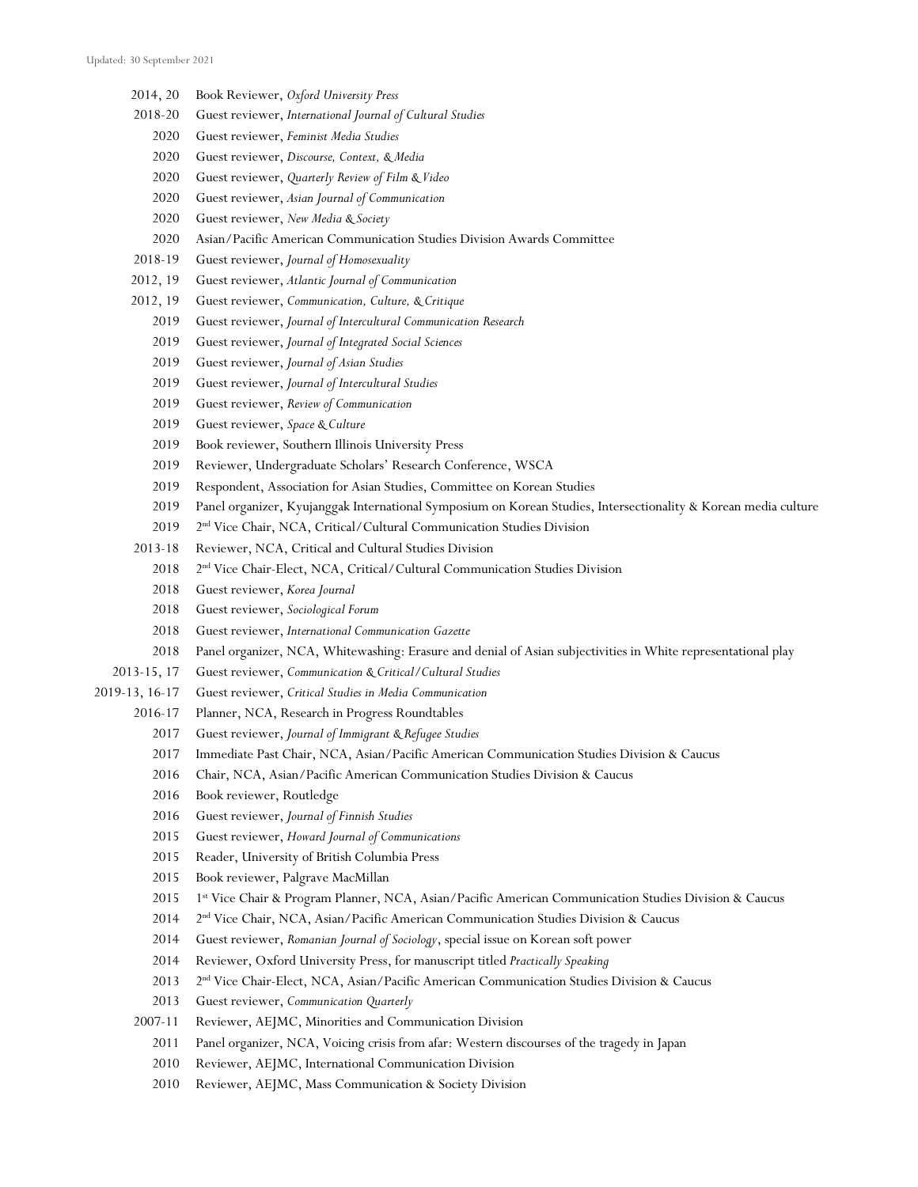Updated: 30 September 2021

2014, 20 Book Reviewer, *Oxford University Press*
2018-20 Guest reviewer, *International Journal of Cultural Studies*
2020 Guest reviewer, *Feminist Media Studies*
2020 Guest reviewer, *Discourse, Context, & Media*
2020 Guest reviewer, *Quarterly Review of Film & Video*
2020 Guest reviewer, *Asian Journal of Communication*
2020 Guest reviewer, *New Media & Society*
2020 Asian/Pacific American Communication Studies Division Awards Committee
2018-19 Guest reviewer, *Journal of Homosexuality*
2012, 19 Guest reviewer, *Atlantic Journal of Communication*
2012, 19 Guest reviewer, *Communication, Culture, & Critique*
2019 Guest reviewer, *Journal of Intercultural Communication Research*
2019 Guest reviewer, *Journal of Integrated Social Sciences*
2019 Guest reviewer, *Journal of Asian Studies*
2019 Guest reviewer, *Journal of Intercultural Studies*
2019 Guest reviewer, *Review of Communication*
2019 Guest reviewer, *Space & Culture*
2019 Book reviewer, Southern Illinois University Press
2019 Reviewer, Undergraduate Scholars' Research Conference, WSCA
2019 Respondent, Association for Asian Studies, Committee on Korean Studies
2019 Panel organizer, Kyujanggak International Symposium on Korean Studies, Intersectionality & Korean media culture
2019 2nd Vice Chair, NCA, Critical/Cultural Communication Studies Division
2013-18 Reviewer, NCA, Critical and Cultural Studies Division
2018 2nd Vice Chair-Elect, NCA, Critical/Cultural Communication Studies Division
2018 Guest reviewer, *Korea Journal*
2018 Guest reviewer, *Sociological Forum*
2018 Guest reviewer, *International Communication Gazette*
2018 Panel organizer, NCA, Whitewashing: Erasure and denial of Asian subjectivities in White representational play
2013-15, 17 Guest reviewer, *Communication & Critical/Cultural Studies*
2019-13, 16-17 Guest reviewer, *Critical Studies in Media Communication*
2016-17 Planner, NCA, Research in Progress Roundtables
2017 Guest reviewer, *Journal of Immigrant & Refugee Studies*
2017 Immediate Past Chair, NCA, Asian/Pacific American Communication Studies Division & Caucus
2016 Chair, NCA, Asian/Pacific American Communication Studies Division & Caucus
2016 Book reviewer, Routledge
2016 Guest reviewer, *Journal of Finnish Studies*
2015 Guest reviewer, *Howard Journal of Communications*
2015 Reader, University of British Columbia Press
2015 Book reviewer, Palgrave MacMillan
2015 1st Vice Chair & Program Planner, NCA, Asian/Pacific American Communication Studies Division & Caucus
2014 2nd Vice Chair, NCA, Asian/Pacific American Communication Studies Division & Caucus
2014 Guest reviewer, *Romanian Journal of Sociology*, special issue on Korean soft power
2014 Reviewer, Oxford University Press, for manuscript titled *Practically Speaking*
2013 2nd Vice Chair-Elect, NCA, Asian/Pacific American Communication Studies Division & Caucus
2013 Guest reviewer, *Communication Quarterly*
2007-11 Reviewer, AEJMC, Minorities and Communication Division
2011 Panel organizer, NCA, Voicing crisis from afar: Western discourses of the tragedy in Japan
2010 Reviewer, AEJMC, International Communication Division
2010 Reviewer, AEJMC, Mass Communication & Society Division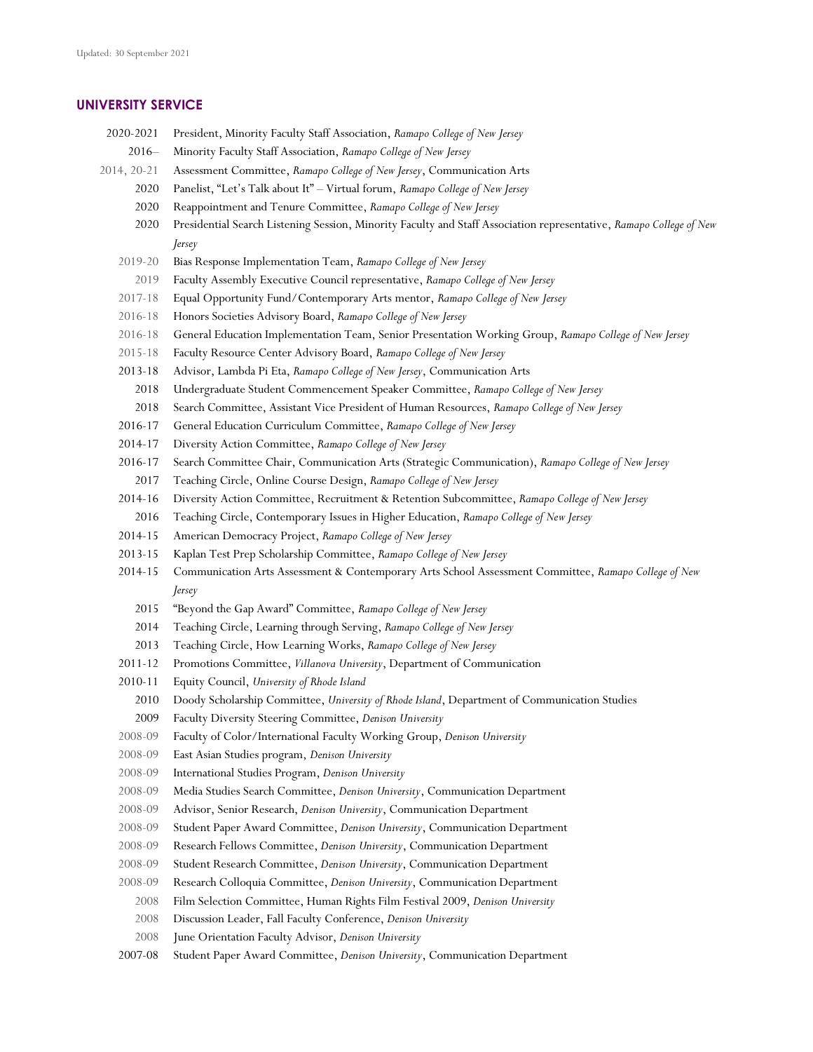Updated: 30 September 2021

## UNIVERSITY SERVICE

2020-2021 President, Minority Faculty Staff Association, *Ramapo College of New Jersey*
2016– Minority Faculty Staff Association, *Ramapo College of New Jersey*
2014, 20-21 Assessment Committee, *Ramapo College of New Jersey*, Communication Arts
2020 Panelist, "Let's Talk about It" – Virtual forum, *Ramapo College of New Jersey*
2020 Reappointment and Tenure Committee, *Ramapo College of New Jersey*
2020 Presidential Search Listening Session, Minority Faculty and Staff Association representative, *Ramapo College of New Jersey*
2019-20 Bias Response Implementation Team, *Ramapo College of New Jersey*
2019 Faculty Assembly Executive Council representative, *Ramapo College of New Jersey*
2017-18 Equal Opportunity Fund/Contemporary Arts mentor, *Ramapo College of New Jersey*
2016-18 Honors Societies Advisory Board, *Ramapo College of New Jersey*
2016-18 General Education Implementation Team, Senior Presentation Working Group, *Ramapo College of New Jersey*
2015-18 Faculty Resource Center Advisory Board, *Ramapo College of New Jersey*
2013-18 Advisor, Lambda Pi Eta, *Ramapo College of New Jersey*, Communication Arts
2018 Undergraduate Student Commencement Speaker Committee, *Ramapo College of New Jersey*
2018 Search Committee, Assistant Vice President of Human Resources, *Ramapo College of New Jersey*
2016-17 General Education Curriculum Committee, *Ramapo College of New Jersey*
2014-17 Diversity Action Committee, *Ramapo College of New Jersey*
2016-17 Search Committee Chair, Communication Arts (Strategic Communication), *Ramapo College of New Jersey*
2017 Teaching Circle, Online Course Design, *Ramapo College of New Jersey*
2014-16 Diversity Action Committee, Recruitment & Retention Subcommittee, *Ramapo College of New Jersey*
2016 Teaching Circle, Contemporary Issues in Higher Education, *Ramapo College of New Jersey*
2014-15 American Democracy Project, *Ramapo College of New Jersey*
2013-15 Kaplan Test Prep Scholarship Committee, *Ramapo College of New Jersey*
2014-15 Communication Arts Assessment & Contemporary Arts School Assessment Committee, *Ramapo College of New Jersey*
2015 "Beyond the Gap Award" Committee, *Ramapo College of New Jersey*
2014 Teaching Circle, Learning through Serving, *Ramapo College of New Jersey*
2013 Teaching Circle, How Learning Works, *Ramapo College of New Jersey*
2011-12 Promotions Committee, *Villanova University*, Department of Communication
2010-11 Equity Council, *University of Rhode Island*
2010 Doody Scholarship Committee, *University of Rhode Island*, Department of Communication Studies
2009 Faculty Diversity Steering Committee, *Denison University*
2008-09 Faculty of Color/International Faculty Working Group, *Denison University*
2008-09 East Asian Studies program, *Denison University*
2008-09 International Studies Program, *Denison University*
2008-09 Media Studies Search Committee, *Denison University*, Communication Department
2008-09 Advisor, Senior Research, *Denison University*, Communication Department
2008-09 Student Paper Award Committee, *Denison University*, Communication Department
2008-09 Research Fellows Committee, *Denison University*, Communication Department
2008-09 Student Research Committee, *Denison University*, Communication Department
2008-09 Research Colloquia Committee, *Denison University*, Communication Department
2008 Film Selection Committee, Human Rights Film Festival 2009, *Denison University*
2008 Discussion Leader, Fall Faculty Conference, *Denison University*
2008 June Orientation Faculty Advisor, *Denison University*
2007-08 Student Paper Award Committee, *Denison University*, Communication Department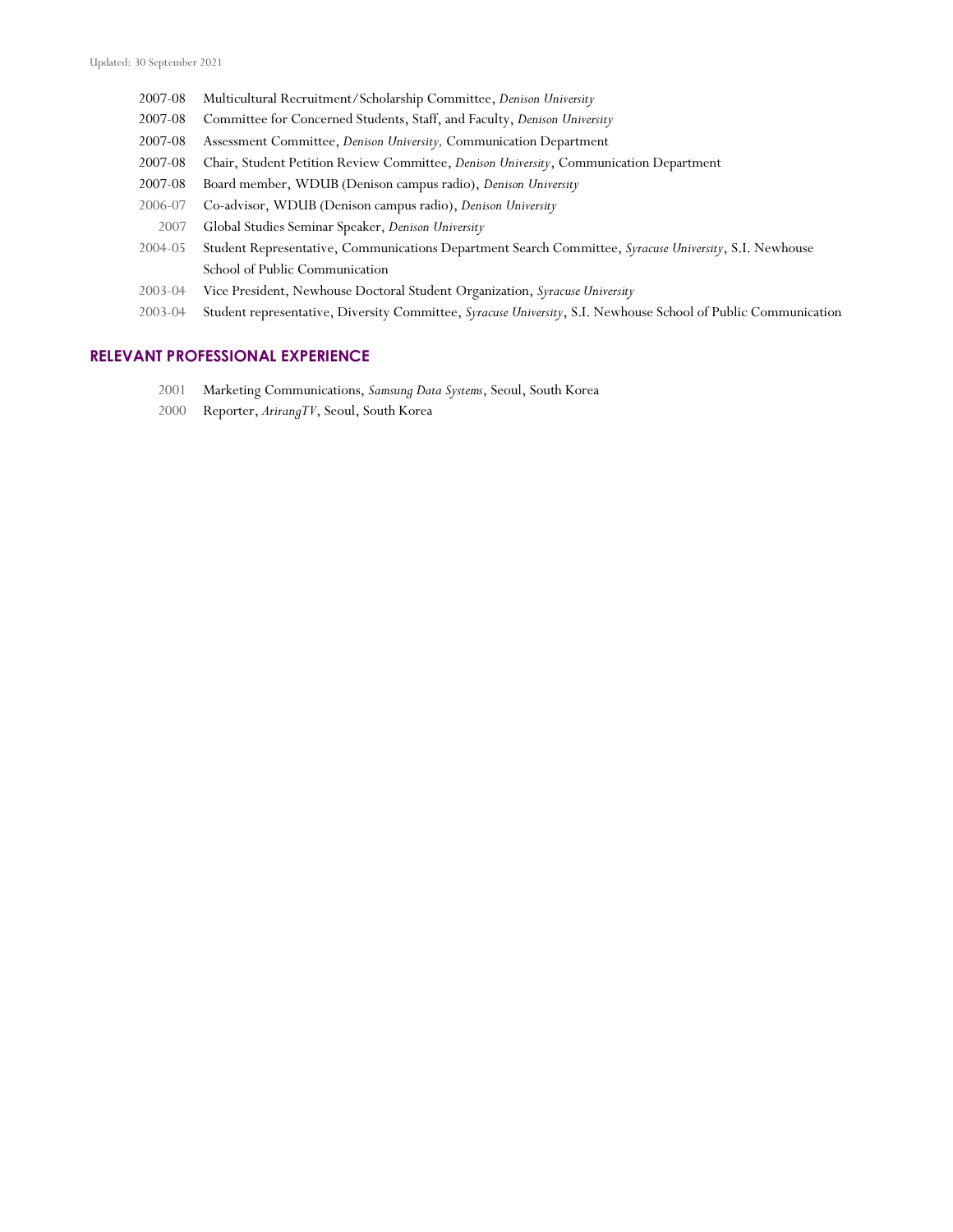2007-08 Multicultural Recruitment/Scholarship Committee, *Denison University*

2007-08 Committee for Concerned Students, Staff, and Faculty, *Denison University*

2007-08 Assessment Committee, *Denison University,* Communication Department

2007-08 Chair, Student Petition Review Committee, *Denison University*, Communication Department

2007-08 Board member, WDUB (Denison campus radio), *Denison University*

2006-07 Co-advisor, WDUB (Denison campus radio), *Denison University*

2007 Global Studies Seminar Speaker, *Denison University*

2004-05 Student Representative, Communications Department Search Committee, *Syracuse University*, S.I. Newhouse School of Public Communication

2003-04 Vice President, Newhouse Doctoral Student Organization, *Syracuse University*

2003-04 Student representative, Diversity Committee, *Syracuse University*, S.I. Newhouse School of Public Communication

## RELEVANT PROFESSIONAL EXPERIENCE

2001 Marketing Communications, *Samsung Data Systems*, Seoul, South Korea

2000 Reporter, *ArirangTV*, Seoul, South Korea